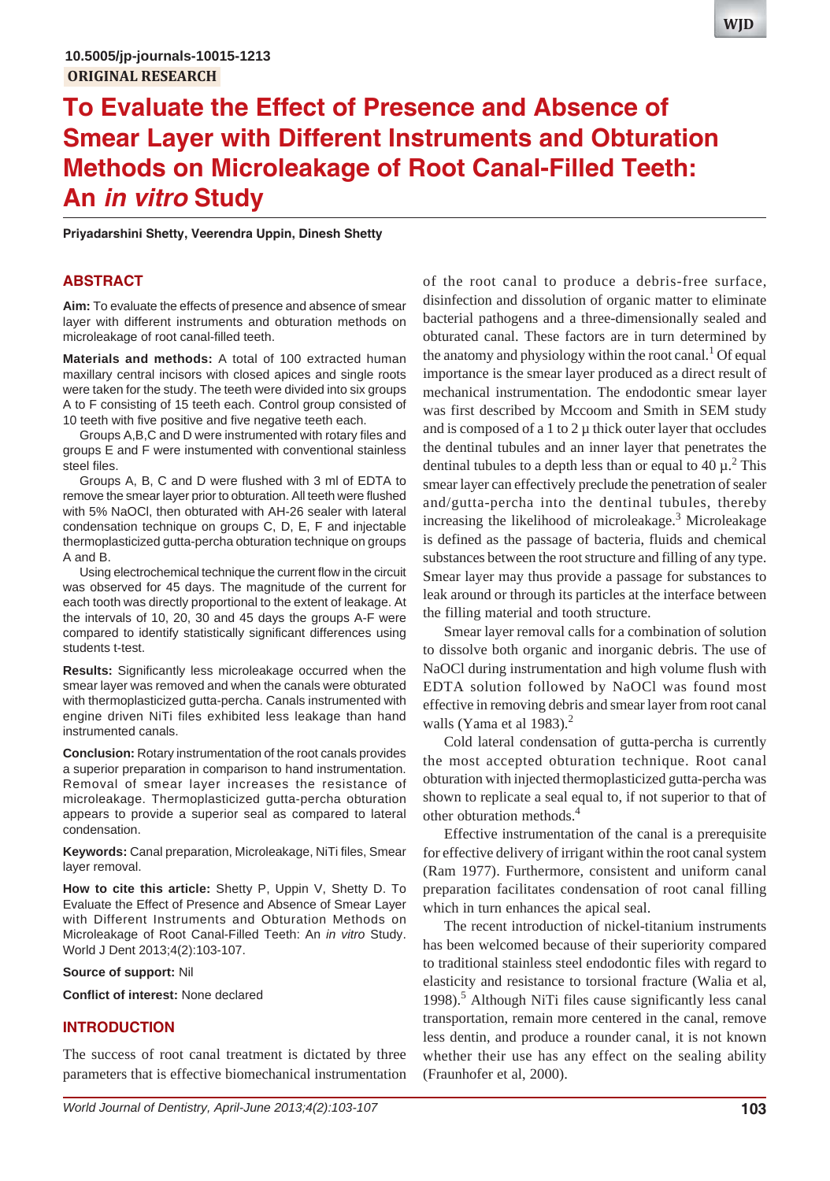10.5005/jp-journals-10015-1213

ORIGINAL RESEARCH

# To Evaluate the Effect of Presence and Absence of Smear Layer with Different Instruments and Obturation Methods on Microleakage of Root Canal-Filled Teeth: An *in vitro* Study

**Priyadarshini Shetty, Veerendra Uppin, Dinesh Shetty**

## ABSTRACT

**Aim:** To evaluate the effects of presence and absence of smear layer with different instruments and obturation methods on microleakage of root canal-filled teeth.

**Materials and methods:** A total of 100 extracted human maxillary central incisors with closed apices and single roots were taken for the study. The teeth were divided into six groups A to F consisting of 15 teeth each. Control group consisted of 10 teeth with five positive and five negative teeth each.

Groups A,B,C and D were instrumented with rotary files and groups E and F were instumented with conventional stainless steel files.

Groups A, B, C and D were flushed with 3 ml of EDTA to remove the smear layer prior to obturation. All teeth were flushed with 5% NaOCl, then obturated with AH-26 sealer with lateral condensation technique on groups C, D, E, F and injectable thermoplasticized gutta-percha obturation technique on groups A and B.

Using electrochemical technique the current flow in the circuit was observed for 45 days. The magnitude of the current for each tooth was directly proportional to the extent of leakage. At the intervals of 10, 20, 30 and 45 days the groups A-F were compared to identify statistically significant differences using students t-test.

**Results:** Significantly less microleakage occurred when the smear layer was removed and when the canals were obturated with thermoplasticized gutta-percha. Canals instrumented with engine driven NiTi files exhibited less leakage than hand instrumented canals.

**Conclusion:** Rotary instrumentation of the root canals provides a superior preparation in comparison to hand instrumentation. Removal of smear layer increases the resistance of microleakage. Thermoplasticized gutta-percha obturation appears to provide a superior seal as compared to lateral condensation.

**Keywords:** Canal preparation, Microleakage, NiTi files, Smear layer removal.

**How to cite this article:** Shetty P, Uppin V, Shetty D. To Evaluate the Effect of Presence and Absence of Smear Layer with Different Instruments and Obturation Methods on Microleakage of Root Canal-Filled Teeth: An *in vitro* Study. World J Dent 2013;4(2):103-107.

**Source of support:** Nil

**Conflict of interest:** None declared

## INTRODUCTION

The success of root canal treatment is dictated by three parameters that is effective biomechanical instrumentation of the root canal to produce a debris-free surface, disinfection and dissolution of organic matter to eliminate bacterial pathogens and a three-dimensionally sealed and obturated canal. These factors are in turn determined by the anatomy and physiology within the root canal.[1] Of equal importance is the smear layer produced as a direct result of mechanical instrumentation. The endodontic smear layer was first described by Mccoom and Smith in SEM study and is composed of a 1 to 2 µ thick outer layer that occludes the dentinal tubules and an inner layer that penetrates the dentinal tubules to a depth less than or equal to 40 µ.[2] This smear layer can effectively preclude the penetration of sealer and/gutta-percha into the dentinal tubules, thereby increasing the likelihood of microleakage.[3] Microleakage is defined as the passage of bacteria, fluids and chemical substances between the root structure and filling of any type. Smear layer may thus provide a passage for substances to leak around or through its particles at the interface between the filling material and tooth structure.

Smear layer removal calls for a combination of solution to dissolve both organic and inorganic debris. The use of NaOCl during instrumentation and high volume flush with EDTA solution followed by NaOCl was found most effective in removing debris and smear layer from root canal walls (Yama et al 1983).[2]

Cold lateral condensation of gutta-percha is currently the most accepted obturation technique. Root canal obturation with injected thermoplasticized gutta-percha was shown to replicate a seal equal to, if not superior to that of other obturation methods.[4]

Effective instrumentation of the canal is a prerequisite for effective delivery of irrigant within the root canal system (Ram 1977). Furthermore, consistent and uniform canal preparation facilitates condensation of root canal filling which in turn enhances the apical seal.

The recent introduction of nickel-titanium instruments has been welcomed because of their superiority compared to traditional stainless steel endodontic files with regard to elasticity and resistance to torsional fracture (Walia et al, 1998).[5] Although NiTi files cause significantly less canal transportation, remain more centered in the canal, remove less dentin, and produce a rounder canal, it is not known whether their use has any effect on the sealing ability (Fraunhofer et al, 2000).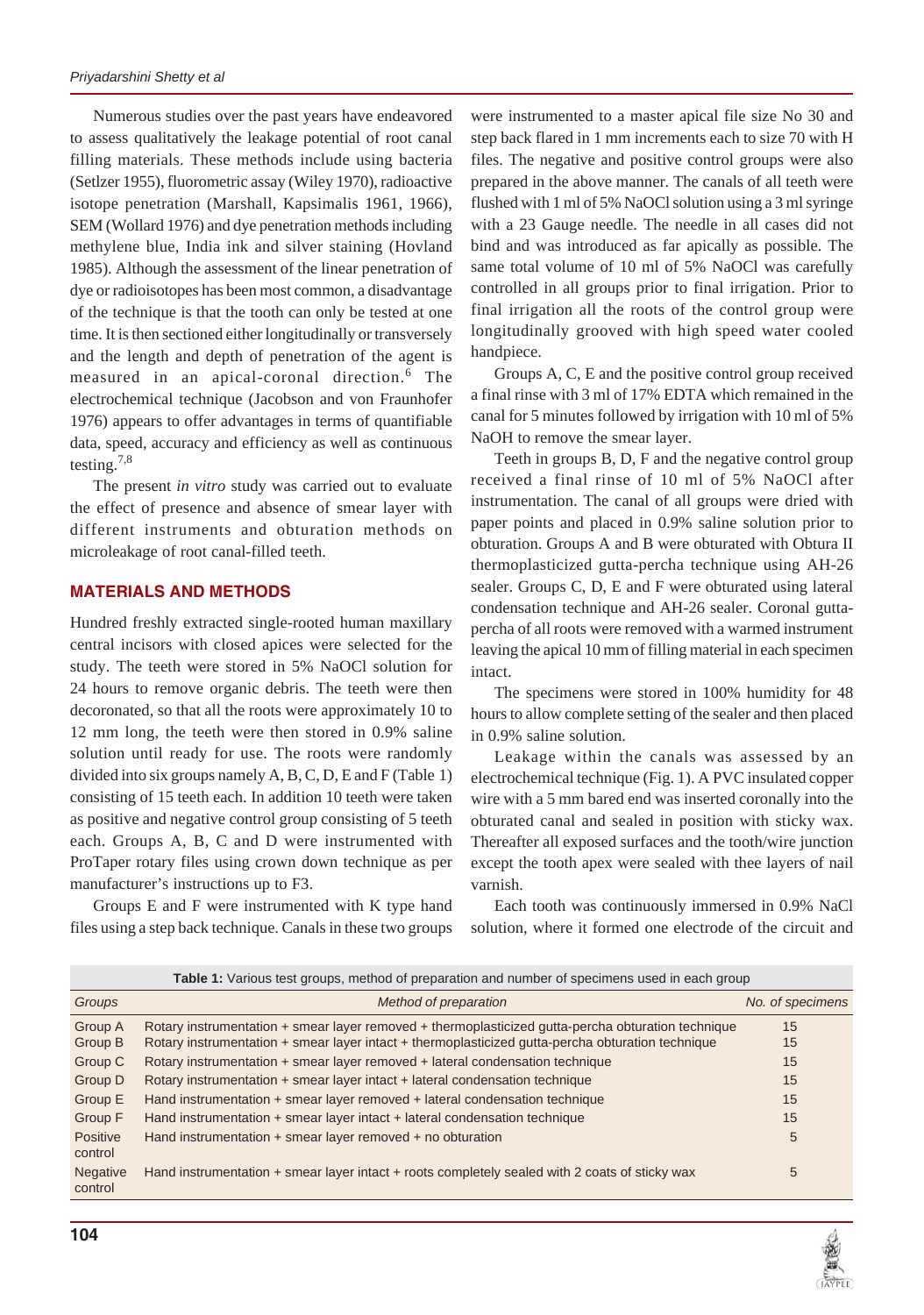Numerous studies over the past years have endeavored to assess qualitatively the leakage potential of root canal filling materials. These methods include using bacteria (Setlzer 1955), fluorometric assay (Wiley 1970), radioactive isotope penetration (Marshall, Kapsimalis 1961, 1966), SEM (Wollard 1976) and dye penetration methods including methylene blue, India ink and silver staining (Hovland 1985). Although the assessment of the linear penetration of dye or radioisotopes has been most common, a disadvantage of the technique is that the tooth can only be tested at one time. It is then sectioned either longitudinally or transversely and the length and depth of penetration of the agent is measured in an apical-coronal direction.[6] The electrochemical technique (Jacobson and von Fraunhofer 1976) appears to offer advantages in terms of quantifiable data, speed, accuracy and efficiency as well as continuous testing.[7,8]

The present *in vitro* study was carried out to evaluate the effect of presence and absence of smear layer with different instruments and obturation methods on microleakage of root canal-filled teeth.

## MATERIALS AND METHODS

Hundred freshly extracted single-rooted human maxillary central incisors with closed apices were selected for the study. The teeth were stored in 5% NaOCl solution for 24 hours to remove organic debris. The teeth were then decoronated, so that all the roots were approximately 10 to 12 mm long, the teeth were then stored in 0.9% saline solution until ready for use. The roots were randomly divided into six groups namely A, B, C, D, E and F (Table 1) consisting of 15 teeth each. In addition 10 teeth were taken as positive and negative control group consisting of 5 teeth each. Groups A, B, C and D were instrumented with ProTaper rotary files using crown down technique as per manufacturer's instructions up to F3.

Groups E and F were instrumented with K type hand files using a step back technique. Canals in these two groups were instrumented to a master apical file size No 30 and step back flared in 1 mm increments each to size 70 with H files. The negative and positive control groups were also prepared in the above manner. The canals of all teeth were flushed with 1 ml of 5% NaOCl solution using a 3 ml syringe with a 23 Gauge needle. The needle in all cases did not bind and was introduced as far apically as possible. The same total volume of 10 ml of 5% NaOCl was carefully controlled in all groups prior to final irrigation. Prior to final irrigation all the roots of the control group were longitudinally grooved with high speed water cooled handpiece.

Groups A, C, E and the positive control group received a final rinse with 3 ml of 17% EDTA which remained in the canal for 5 minutes followed by irrigation with 10 ml of 5% NaOH to remove the smear layer.

Teeth in groups B, D, F and the negative control group received a final rinse of 10 ml of 5% NaOCl after instrumentation. The canal of all groups were dried with paper points and placed in 0.9% saline solution prior to obturation. Groups A and B were obturated with Obtura II thermoplasticized gutta-percha technique using AH-26 sealer. Groups C, D, E and F were obturated using lateral condensation technique and AH-26 sealer. Coronal gutta-percha of all roots were removed with a warmed instrument leaving the apical 10 mm of filling material in each specimen intact.

The specimens were stored in 100% humidity for 48 hours to allow complete setting of the sealer and then placed in 0.9% saline solution.

Leakage within the canals was assessed by an electrochemical technique (Fig. 1). A PVC insulated copper wire with a 5 mm bared end was inserted coronally into the obturated canal and sealed in position with sticky wax. Thereafter all exposed surfaces and the tooth/wire junction except the tooth apex were sealed with thee layers of nail varnish.

Each tooth was continuously immersed in 0.9% NaCl solution, where it formed one electrode of the circuit and

**Table 1:** Various test groups, method of preparation and number of specimens used in each group

| Groups | Method of preparation | No. of specimens |
|---|---|---|
| Group A | Rotary instrumentation + smear layer removed + thermoplasticized gutta-percha obturation technique | 15 |
| Group B | Rotary instrumentation + smear layer intact + thermoplasticized gutta-percha obturation technique | 15 |
| Group C | Rotary instrumentation + smear layer removed + lateral condensation technique | 15 |
| Group D | Rotary instrumentation + smear layer intact + lateral condensation technique | 15 |
| Group E | Hand instrumentation + smear layer removed + lateral condensation technique | 15 |
| Group F | Hand instrumentation + smear layer intact + lateral condensation technique | 15 |
| Positive control | Hand instrumentation + smear layer removed + no obturation | 5 |
| Negative control | Hand instrumentation + smear layer intact + roots completely sealed with 2 coats of sticky wax | 5 |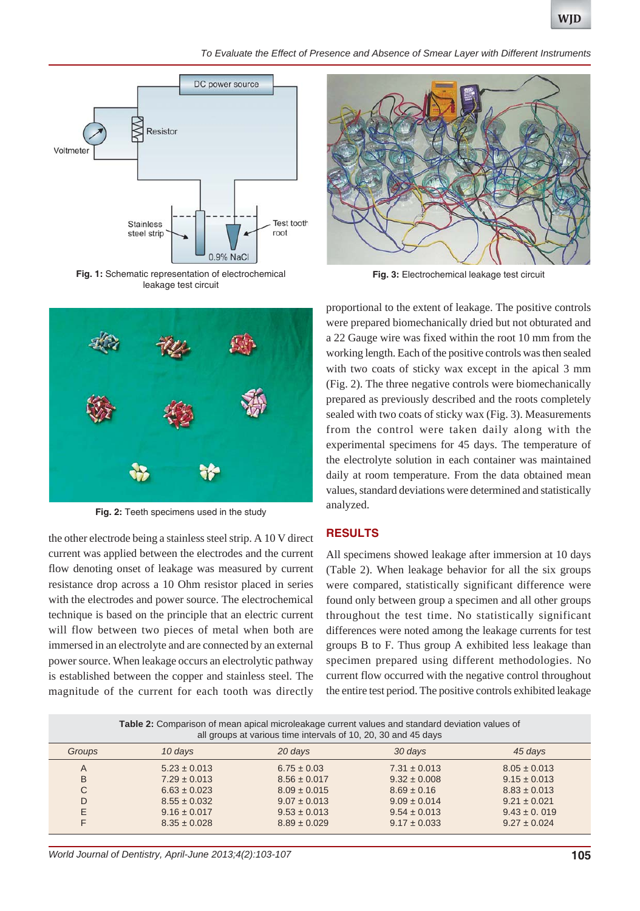Fig. 1: Schematic representation of electrochemical leakage test circuit

Fig. 3: Electrochemical leakage test circuit

Fig. 2: Teeth specimens used in the study

the other electrode being a stainless steel strip. A 10 V direct current was applied between the electrodes and the current flow denoting onset of leakage was measured by current resistance drop across a 10 Ohm resistor placed in series with the electrodes and power source. The electrochemical technique is based on the principle that an electric current will flow between two pieces of metal when both are immersed in an electrolyte and are connected by an external power source. When leakage occurs an electrolytic pathway is established between the copper and stainless steel. The magnitude of the current for each tooth was directly proportional to the extent of leakage. The positive controls were prepared biomechanically dried but not obturated and a 22 Gauge wire was fixed within the root 10 mm from the working length. Each of the positive controls was then sealed with two coats of sticky wax except in the apical 3 mm (Fig. 2). The three negative controls were biomechanically prepared as previously described and the roots completely sealed with two coats of sticky wax (Fig. 3). Measurements from the control were taken daily along with the experimental specimens for 45 days. The temperature of the electrolyte solution in each container was maintained daily at room temperature. From the data obtained mean values, standard deviations were determined and statistically analyzed.

## RESULTS

All specimens showed leakage after immersion at 10 days (Table 2). When leakage behavior for all the six groups were compared, statistically significant difference were found only between group a specimen and all other groups throughout the test time. No statistically significant differences were noted among the leakage currents for test groups B to F. Thus group A exhibited less leakage than specimen prepared using different methodologies. No current flow occurred with the negative control throughout the entire test period. The positive controls exhibited leakage

**Table 2:** Comparison of mean apical microleakage current values and standard deviation values of all groups at various time intervals of 10, 20, 30 and 45 days

| *Groups* | *10 days* | *20 days* | *30 days* | *45 days* |
|---|---|---|---|---|
| A | 5.23 ± 0.013 | 6.75 ± 0.03 | 7.31 ± 0.013 | 8.05 ± 0.013 |
| B | 7.29 ± 0.013 | 8.56 ± 0.017 | 9.32 ± 0.008 | 9.15 ± 0.013 |
| C | 6.63 ± 0.023 | 8.09 ± 0.015 | 8.69 ± 0.16 | 8.83 ± 0.013 |
| D | 8.55 ± 0.032 | 9.07 ± 0.013 | 9.09 ± 0.014 | 9.21 ± 0.021 |
| E | 9.16 ± 0.017 | 9.53 ± 0.013 | 9.54 ± 0.013 | 9.43 ± 0. 019 |
| F | 8.35 ± 0.028 | 8.89 ± 0.029 | 9.17 ± 0.033 | 9.27 ± 0.024 |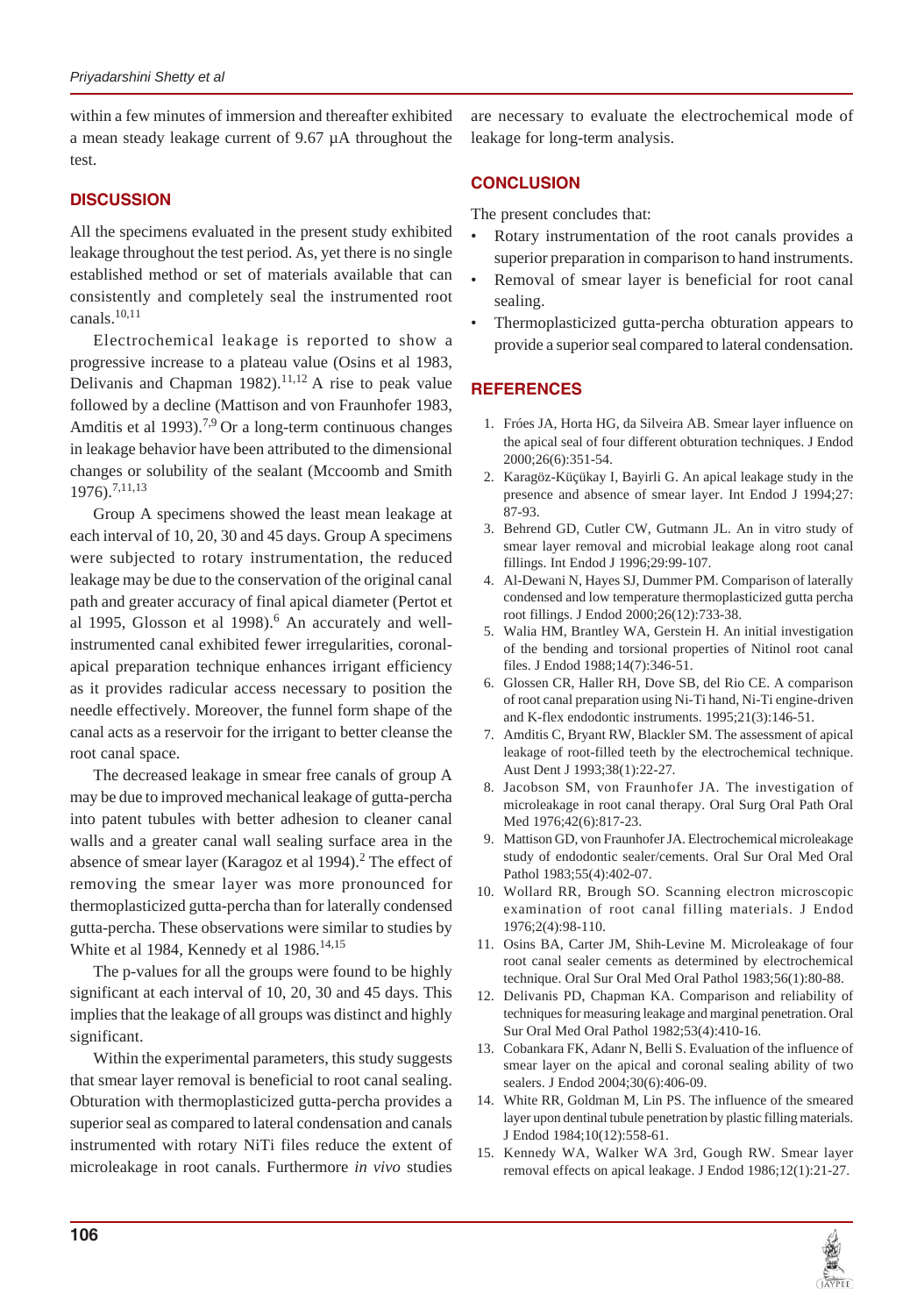within a few minutes of immersion and thereafter exhibited a mean steady leakage current of 9.67 µA throughout the test.

## DISCUSSION

All the specimens evaluated in the present study exhibited leakage throughout the test period. As, yet there is no single established method or set of materials available that can consistently and completely seal the instrumented root canals.[10,11]

Electrochemical leakage is reported to show a progressive increase to a plateau value (Osins et al 1983, Delivanis and Chapman 1982).[11,12] A rise to peak value followed by a decline (Mattison and von Fraunhofer 1983, Amditis et al 1993).[7,9] Or a long-term continuous changes in leakage behavior have been attributed to the dimensional changes or solubility of the sealant (Mccoomb and Smith 1976).[7,11,13]

Group A specimens showed the least mean leakage at each interval of 10, 20, 30 and 45 days. Group A specimens were subjected to rotary instrumentation, the reduced leakage may be due to the conservation of the original canal path and greater accuracy of final apical diameter (Pertot et al 1995, Glosson et al 1998).[6] An accurately and well-instrumented canal exhibited fewer irregularities, coronal-apical preparation technique enhances irrigant efficiency as it provides radicular access necessary to position the needle effectively. Moreover, the funnel form shape of the canal acts as a reservoir for the irrigant to better cleanse the root canal space.

The decreased leakage in smear free canals of group A may be due to improved mechanical leakage of gutta-percha into patent tubules with better adhesion to cleaner canal walls and a greater canal wall sealing surface area in the absence of smear layer (Karagoz et al 1994).[2] The effect of removing the smear layer was more pronounced for thermoplasticized gutta-percha than for laterally condensed gutta-percha. These observations were similar to studies by White et al 1984, Kennedy et al 1986.[14,15]

The p-values for all the groups were found to be highly significant at each interval of 10, 20, 30 and 45 days. This implies that the leakage of all groups was distinct and highly significant.

Within the experimental parameters, this study suggests that smear layer removal is beneficial to root canal sealing. Obturation with thermoplasticized gutta-percha provides a superior seal as compared to lateral condensation and canals instrumented with rotary NiTi files reduce the extent of microleakage in root canals. Furthermore *in vivo* studies are necessary to evaluate the electrochemical mode of leakage for long-term analysis.

## CONCLUSION

The present concludes that:

- Rotary instrumentation of the root canals provides a superior preparation in comparison to hand instruments.
- Removal of smear layer is beneficial for root canal sealing.
- Thermoplasticized gutta-percha obturation appears to provide a superior seal compared to lateral condensation.

## REFERENCES

1. Fróes JA, Horta HG, da Silveira AB. Smear layer influence on the apical seal of four different obturation techniques. J Endod 2000;26(6):351-54.
2. Karagöz-Küçükay I, Bayirli G. An apical leakage study in the presence and absence of smear layer. Int Endod J 1994;27: 87-93.
3. Behrend GD, Cutler CW, Gutmann JL. An in vitro study of smear layer removal and microbial leakage along root canal fillings. Int Endod J 1996;29:99-107.
4. Al-Dewani N, Hayes SJ, Dummer PM. Comparison of laterally condensed and low temperature thermoplasticized gutta percha root fillings. J Endod 2000;26(12):733-38.
5. Walia HM, Brantley WA, Gerstein H. An initial investigation of the bending and torsional properties of Nitinol root canal files. J Endod 1988;14(7):346-51.
6. Glossen CR, Haller RH, Dove SB, del Rio CE. A comparison of root canal preparation using Ni-Ti hand, Ni-Ti engine-driven and K-flex endodontic instruments. 1995;21(3):146-51.
7. Amditis C, Bryant RW, Blackler SM. The assessment of apical leakage of root-filled teeth by the electrochemical technique. Aust Dent J 1993;38(1):22-27.
8. Jacobson SM, von Fraunhofer JA. The investigation of microleakage in root canal therapy. Oral Surg Oral Path Oral Med 1976;42(6):817-23.
9. Mattison GD, von Fraunhofer JA. Electrochemical microleakage study of endodontic sealer/cements. Oral Sur Oral Med Oral Pathol 1983;55(4):402-07.
10. Wollard RR, Brough SO. Scanning electron microscopic examination of root canal filling materials. J Endod 1976;2(4):98-110.
11. Osins BA, Carter JM, Shih-Levine M. Microleakage of four root canal sealer cements as determined by electrochemical technique. Oral Sur Oral Med Oral Pathol 1983;56(1):80-88.
12. Delivanis PD, Chapman KA. Comparison and reliability of techniques for measuring leakage and marginal penetration. Oral Sur Oral Med Oral Pathol 1982;53(4):410-16.
13. Cobankara FK, Adanr N, Belli S. Evaluation of the influence of smear layer on the apical and coronal sealing ability of two sealers. J Endod 2004;30(6):406-09.
14. White RR, Goldman M, Lin PS. The influence of the smeared layer upon dentinal tubule penetration by plastic filling materials. J Endod 1984;10(12):558-61.
15. Kennedy WA, Walker WA 3rd, Gough RW. Smear layer removal effects on apical leakage. J Endod 1986;12(1):21-27.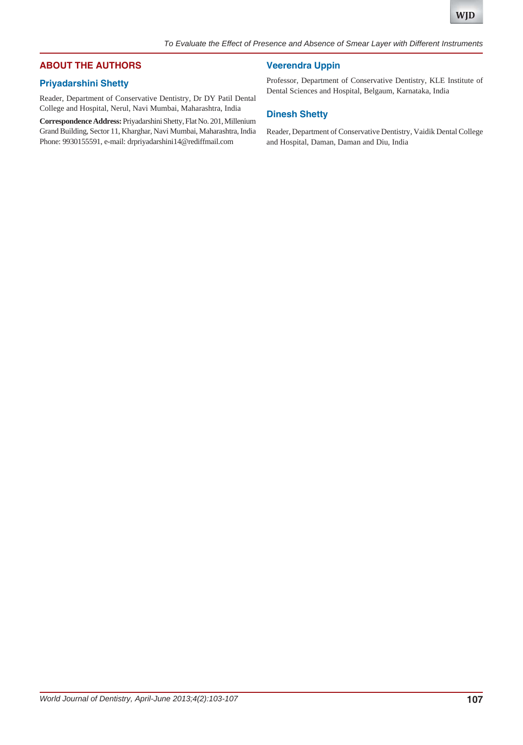## ABOUT THE AUTHORS

### Priyadarshini Shetty

Reader, Department of Conservative Dentistry, Dr DY Patil Dental College and Hospital, Nerul, Navi Mumbai, Maharashtra, India

**Correspondence Address:** Priyadarshini Shetty, Flat No. 201, Millenium Grand Building, Sector 11, Kharghar, Navi Mumbai, Maharashtra, India Phone: 9930155591, e-mail: drpriyadarshini14@rediffmail.com

### Veerendra Uppin

Professor, Department of Conservative Dentistry, KLE Institute of Dental Sciences and Hospital, Belgaum, Karnataka, India

### Dinesh Shetty

Reader, Department of Conservative Dentistry, Vaidik Dental College and Hospital, Daman, Daman and Diu, India